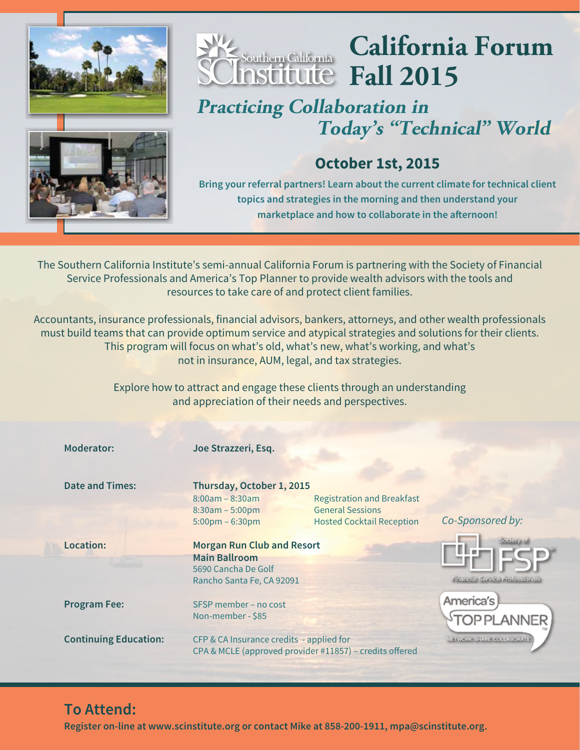# California Forum Fall 2015

Southern California SCInstitute

## Practicing Collaboration in Today's "Technical" World

### October 1st, 2015

**Bring your referral partners! Learn about the current climate for technical client topics and strategies in the morning and then understand your marketplace and how to collaborate in the afternoon!**

The Southern California Institute's semi-annual California Forum is partnering with the Society of Financial Service Professionals and America's Top Planner to provide wealth advisors with the tools and resources to take care of and protect client families.

Accountants, insurance professionals, financial advisors, bankers, attorneys, and other wealth professionals must build teams that can provide optimum service and atypical strategies and solutions for their clients. This program will focus on what's old, what's new, what's working, and what's not in insurance, AUM, legal, and tax strategies.

Explore how to attract and engage these clients through an understanding and appreciation of their needs and perspectives.

**Moderator:** **Joe Strazzeri, Esq.**

**Date and Times:** **Thursday, October 1, 2015**

| | |
|---|---|
| 8:00am – 8:30am | Registration and Breakfast |
| 8:30am – 5:00pm | General Sessions |
| 5:00pm – 6:30pm | Hosted Cocktail Reception |

**Location:**
**Morgan Run Club and Resort**
**Main Ballroom**
5690 Cancha De Golf
Rancho Santa Fe, CA 92091

**Program Fee:**
SFSP member – no cost
Non-member - $85

**Continuing Education:**
CFP & CA Insurance credits - applied for
CPA & MCLE (approved provider #11857) – credits offered

*Co-Sponsored by:*

Society of FSP Financial Service Professionals

America's TOP PLANNER™ NETWORK. SHARE. COLLABORATE.

## To Attend:

**Register on-line at www.scinstitute.org or contact Mike at 858-200-1911, mpa@scinstitute.org.**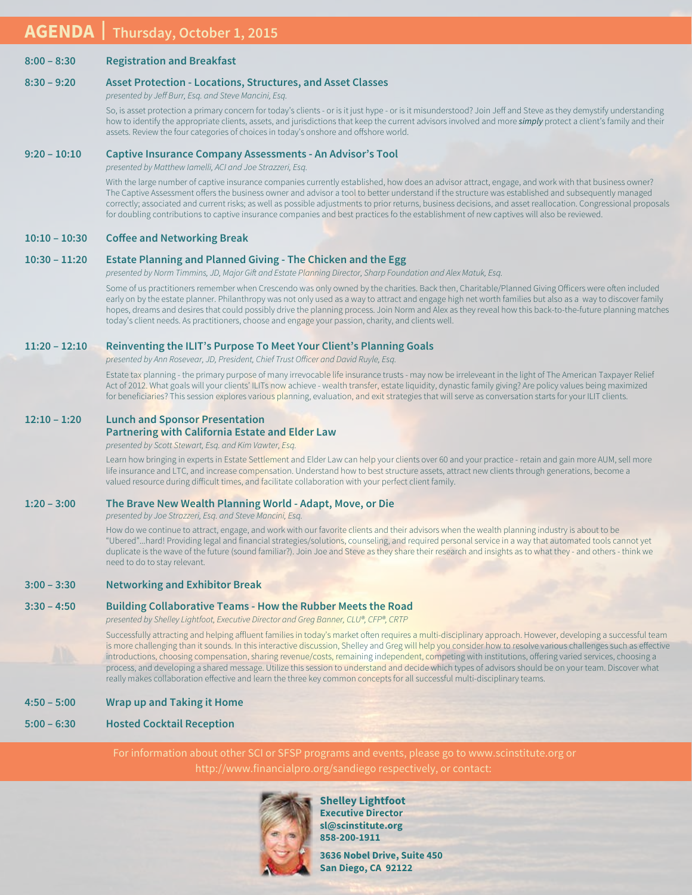# AGENDA | Thursday, October 1, 2015

**8:00 – 8:30** **Registration and Breakfast**

**8:30 – 9:20** **Asset Protection - Locations, Structures, and Asset Classes**

*presented by Jeff Burr, Esq. and Steve Mancini, Esq.*

So, is asset protection a primary concern for today's clients - or is it just hype - or is it misunderstood? Join Jeff and Steve as they demystify understanding how to identify the appropriate clients, assets, and jurisdictions that keep the current advisors involved and more ***simply*** protect a client's family and their assets. Review the four categories of choices in today's onshore and offshore world.

**9:20 – 10:10** **Captive Insurance Company Assessments - An Advisor's Tool**

*presented by Matthew Iamelli, ACI and Joe Strazzeri, Esq.*

With the large number of captive insurance companies currently established, how does an advisor attract, engage, and work with that business owner? The Captive Assessment offers the business owner and advisor a tool to better understand if the structure was established and subsequently managed correctly; associated and current risks; as well as possible adjustments to prior returns, business decisions, and asset reallocation. Congressional proposals for doubling contributions to captive insurance companies and best practices fo the establishment of new captives will also be reviewed.

**10:10 – 10:30** **Coffee and Networking Break**

**10:30 – 11:20** **Estate Planning and Planned Giving - The Chicken and the Egg**

*presented by Norm Timmins, JD, Major Gift and Estate Planning Director, Sharp Foundation and Alex Matuk, Esq.*

Some of us practitioners remember when Crescendo was only owned by the charities. Back then, Charitable/Planned Giving Officers were often included early on by the estate planner. Philanthropy was not only used as a way to attract and engage high net worth families but also as a way to discover family hopes, dreams and desires that could possibly drive the planning process. Join Norm and Alex as they reveal how this back-to-the-future planning matches today's client needs. As practitioners, choose and engage your passion, charity, and clients well.

**11:20 – 12:10** **Reinventing the ILIT's Purpose To Meet Your Client's Planning Goals**

*presented by Ann Rosevear, JD, President, Chief Trust Officer and David Ruyle, Esq.*

Estate tax planning - the primary purpose of many irrevocable life insurance trusts - may now be irreleveant in the light of The American Taxpayer Relief Act of 2012. What goals will your clients' ILITs now achieve - wealth transfer, estate liquidity, dynastic family giving? Are policy values being maximized for beneficiaries? This session explores various planning, evaluation, and exit strategies that will serve as conversation starts for your ILIT clients.

**12:10 – 1:20** **Lunch and Sponsor Presentation**
**Partnering with California Estate and Elder Law**

*presented by Scott Stewart, Esq. and Kim Vawter, Esq.*

Learn how bringing in experts in Estate Settlement and Elder Law can help your clients over 60 and your practice - retain and gain more AUM, sell more life insurance and LTC, and increase compensation. Understand how to best structure assets, attract new clients through generations, become a valued resource during difficult times, and facilitate collaboration with your perfect client family.

**1:20 – 3:00** **The Brave New Wealth Planning World - Adapt, Move, or Die**

*presented by Joe Strazzeri, Esq. and Steve Mancini, Esq.*

How do we continue to attract, engage, and work with our favorite clients and their advisors when the wealth planning industry is about to be "Ubered"...hard! Providing legal and financial strategies/solutions, counseling, and required personal service in a way that automated tools cannot yet duplicate is the wave of the future (sound familiar?). Join Joe and Steve as they share their research and insights as to what they - and others - think we need to do to stay relevant.

**3:00 – 3:30** **Networking and Exhibitor Break**

**3:30 – 4:50** **Building Collaborative Teams - How the Rubber Meets the Road**

*presented by Shelley Lightfoot, Executive Director and Greg Banner, CLU®, CFP®, CRTP*

Successfully attracting and helping affluent families in today's market often requires a multi-disciplinary approach. However, developing a successful team is more challenging than it sounds. In this interactive discussion, Shelley and Greg will help you consider how to resolve various challenges such as effective introductions, choosing compensation, sharing revenue/costs, remaining independent, competing with institutions, offering varied services, choosing a process, and developing a shared message. Utilize this session to understand and decide which types of advisors should be on your team. Discover what really makes collaboration effective and learn the three key common concepts for all successful multi-disciplinary teams.

**4:50 – 5:00** **Wrap up and Taking it Home**

**5:00 – 6:30** **Hosted Cocktail Reception**

For information about other SCI or SFSP programs and events, please go to www.scinstitute.org or http://www.financialpro.org/sandiego respectively, or contact:

**Shelley Lightfoot**
**Executive Director**
**sl@scinstitute.org**
**858-200-1911**

**3636 Nobel Drive, Suite 450**
**San Diego, CA 92122**